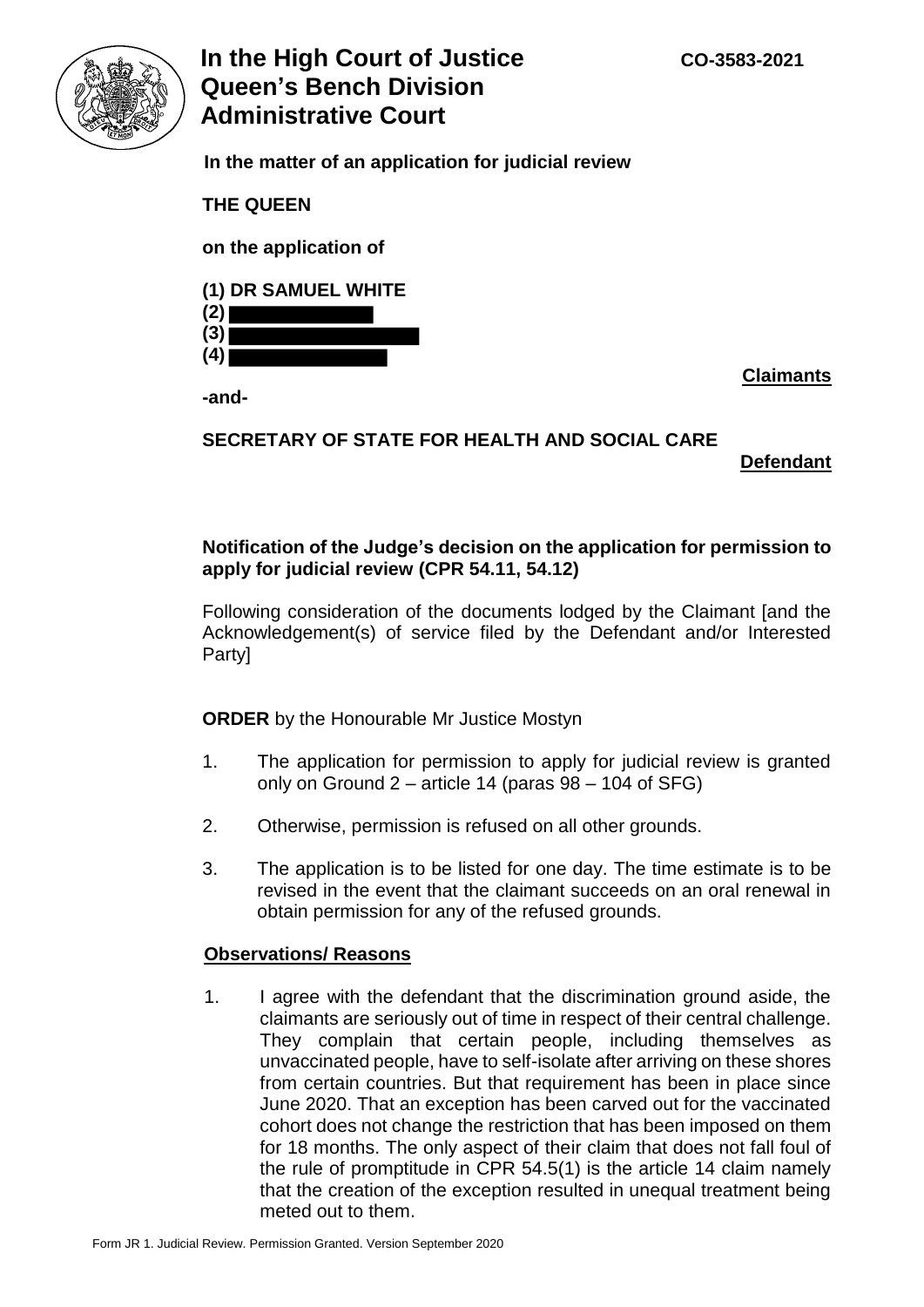# In the High Court of Justice Queen's Bench Division Administrative Court

**CO-3583-2021**

**In the matter of an application for judicial review**

**THE QUEEN**

**on the application of**

**(1) DR SAMUEL WHITE**
**(2)**
**(3)**
**(4)**

**Claimants**

**-and-**

**SECRETARY OF STATE FOR HEALTH AND SOCIAL CARE**

**Defendant**

**Notification of the Judge's decision on the application for permission to apply for judicial review (CPR 54.11, 54.12)**

Following consideration of the documents lodged by the Claimant [and the Acknowledgement(s) of service filed by the Defendant and/or Interested Party]

**ORDER** by the Honourable Mr Justice Mostyn

1. The application for permission to apply for judicial review is granted only on Ground 2 – article 14 (paras 98 – 104 of SFG)

2. Otherwise, permission is refused on all other grounds.

3. The application is to be listed for one day. The time estimate is to be revised in the event that the claimant succeeds on an oral renewal in obtain permission for any of the refused grounds.

**Observations/ Reasons**

1. I agree with the defendant that the discrimination ground aside, the claimants are seriously out of time in respect of their central challenge. They complain that certain people, including themselves as unvaccinated people, have to self-isolate after arriving on these shores from certain countries. But that requirement has been in place since June 2020. That an exception has been carved out for the vaccinated cohort does not change the restriction that has been imposed on them for 18 months. The only aspect of their claim that does not fall foul of the rule of promptitude in CPR 54.5(1) is the article 14 claim namely that the creation of the exception resulted in unequal treatment being meted out to them.

Form JR 1. Judicial Review. Permission Granted. Version September 2020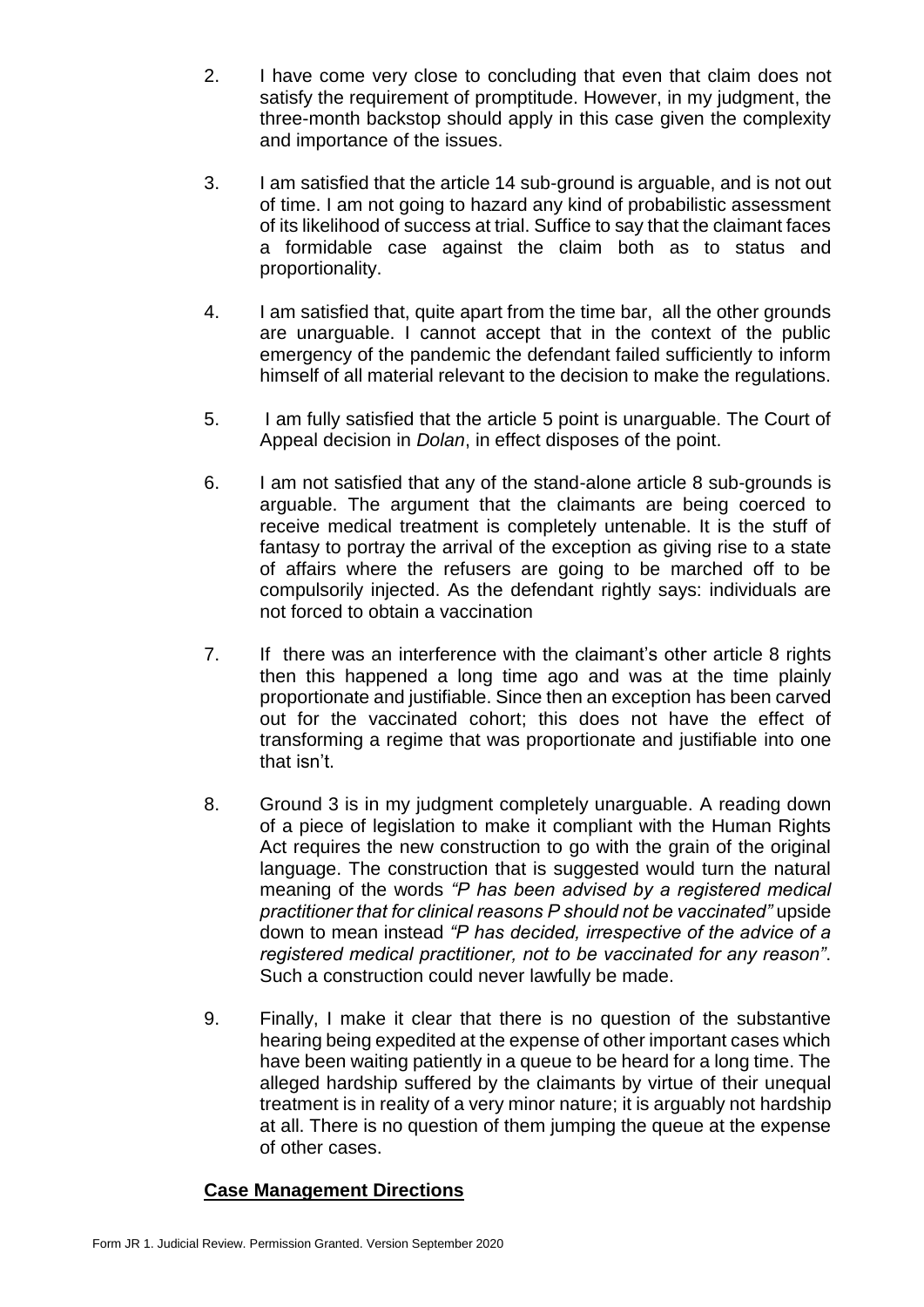2. I have come very close to concluding that even that claim does not satisfy the requirement of promptitude. However, in my judgment, the three-month backstop should apply in this case given the complexity and importance of the issues.

3. I am satisfied that the article 14 sub-ground is arguable, and is not out of time. I am not going to hazard any kind of probabilistic assessment of its likelihood of success at trial. Suffice to say that the claimant faces a formidable case against the claim both as to status and proportionality.

4. I am satisfied that, quite apart from the time bar, all the other grounds are unarguable. I cannot accept that in the context of the public emergency of the pandemic the defendant failed sufficiently to inform himself of all material relevant to the decision to make the regulations.

5. I am fully satisfied that the article 5 point is unarguable. The Court of Appeal decision in *Dolan*, in effect disposes of the point.

6. I am not satisfied that any of the stand-alone article 8 sub-grounds is arguable. The argument that the claimants are being coerced to receive medical treatment is completely untenable. It is the stuff of fantasy to portray the arrival of the exception as giving rise to a state of affairs where the refusers are going to be marched off to be compulsorily injected. As the defendant rightly says: individuals are not forced to obtain a vaccination

7. If there was an interference with the claimant's other article 8 rights then this happened a long time ago and was at the time plainly proportionate and justifiable. Since then an exception has been carved out for the vaccinated cohort; this does not have the effect of transforming a regime that was proportionate and justifiable into one that isn't.

8. Ground 3 is in my judgment completely unarguable. A reading down of a piece of legislation to make it compliant with the Human Rights Act requires the new construction to go with the grain of the original language. The construction that is suggested would turn the natural meaning of the words *"P has been advised by a registered medical practitioner that for clinical reasons P should not be vaccinated"* upside down to mean instead *"P has decided, irrespective of the advice of a registered medical practitioner, not to be vaccinated for any reason"*. Such a construction could never lawfully be made.

9. Finally, I make it clear that there is no question of the substantive hearing being expedited at the expense of other important cases which have been waiting patiently in a queue to be heard for a long time. The alleged hardship suffered by the claimants by virtue of their unequal treatment is in reality of a very minor nature; it is arguably not hardship at all. There is no question of them jumping the queue at the expense of other cases.

**Case Management Directions**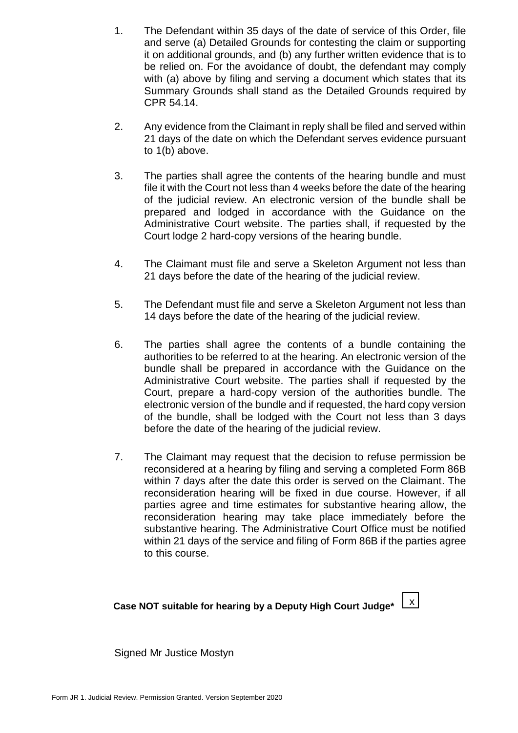1. The Defendant within 35 days of the date of service of this Order, file and serve (a) Detailed Grounds for contesting the claim or supporting it on additional grounds, and (b) any further written evidence that is to be relied on. For the avoidance of doubt, the defendant may comply with (a) above by filing and serving a document which states that its Summary Grounds shall stand as the Detailed Grounds required by CPR 54.14.

2. Any evidence from the Claimant in reply shall be filed and served within 21 days of the date on which the Defendant serves evidence pursuant to 1(b) above.

3. The parties shall agree the contents of the hearing bundle and must file it with the Court not less than 4 weeks before the date of the hearing of the judicial review. An electronic version of the bundle shall be prepared and lodged in accordance with the Guidance on the Administrative Court website. The parties shall, if requested by the Court lodge 2 hard-copy versions of the hearing bundle.

4. The Claimant must file and serve a Skeleton Argument not less than 21 days before the date of the hearing of the judicial review.

5. The Defendant must file and serve a Skeleton Argument not less than 14 days before the date of the hearing of the judicial review.

6. The parties shall agree the contents of a bundle containing the authorities to be referred to at the hearing. An electronic version of the bundle shall be prepared in accordance with the Guidance on the Administrative Court website. The parties shall if requested by the Court, prepare a hard-copy version of the authorities bundle. The electronic version of the bundle and if requested, the hard copy version of the bundle, shall be lodged with the Court not less than 3 days before the date of the hearing of the judicial review.

7. The Claimant may request that the decision to refuse permission be reconsidered at a hearing by filing and serving a completed Form 86B within 7 days after the date this order is served on the Claimant. The reconsideration hearing will be fixed in due course. However, if all parties agree and time estimates for substantive hearing allow, the reconsideration hearing may take place immediately before the substantive hearing. The Administrative Court Office must be notified within 21 days of the service and filing of Form 86B if the parties agree to this course.

**Case NOT suitable for hearing by a Deputy High Court Judge*** [x]

Signed Mr Justice Mostyn

Form JR 1. Judicial Review. Permission Granted. Version September 2020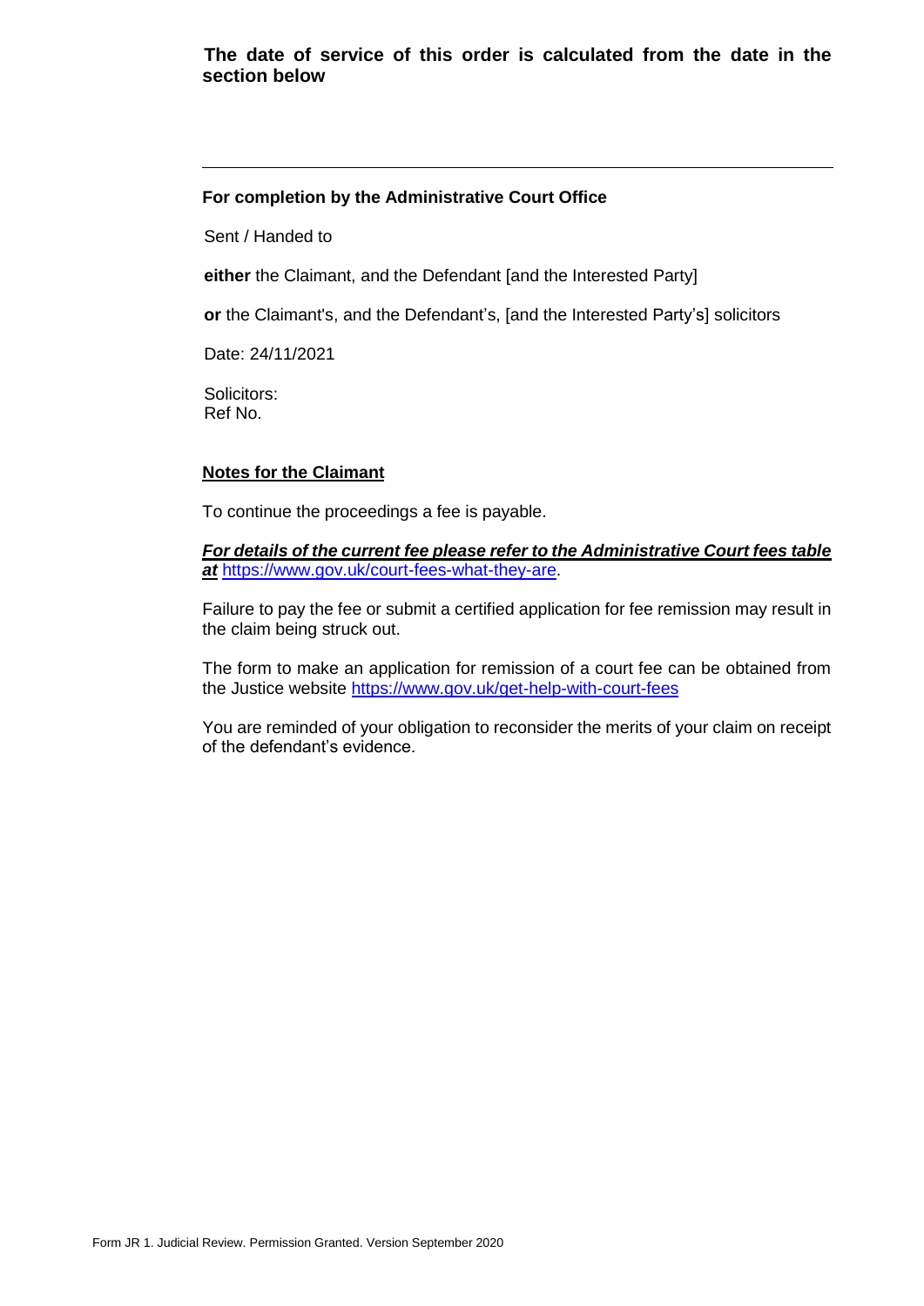**The date of service of this order is calculated from the date in the section below**

---

**For completion by the Administrative Court Office**

Sent / Handed to

**either** the Claimant, and the Defendant [and the Interested Party]

**or** the Claimant's, and the Defendant's, [and the Interested Party's] solicitors

Date: 24/11/2021

Solicitors:
Ref No.

**Notes for the Claimant**

To continue the proceedings a fee is payable.

***For details of the current fee please refer to the Administrative Court fees table at*** https://www.gov.uk/court-fees-what-they-are.

Failure to pay the fee or submit a certified application for fee remission may result in the claim being struck out.

The form to make an application for remission of a court fee can be obtained from the Justice website https://www.gov.uk/get-help-with-court-fees

You are reminded of your obligation to reconsider the merits of your claim on receipt of the defendant's evidence.

Form JR 1. Judicial Review. Permission Granted. Version September 2020